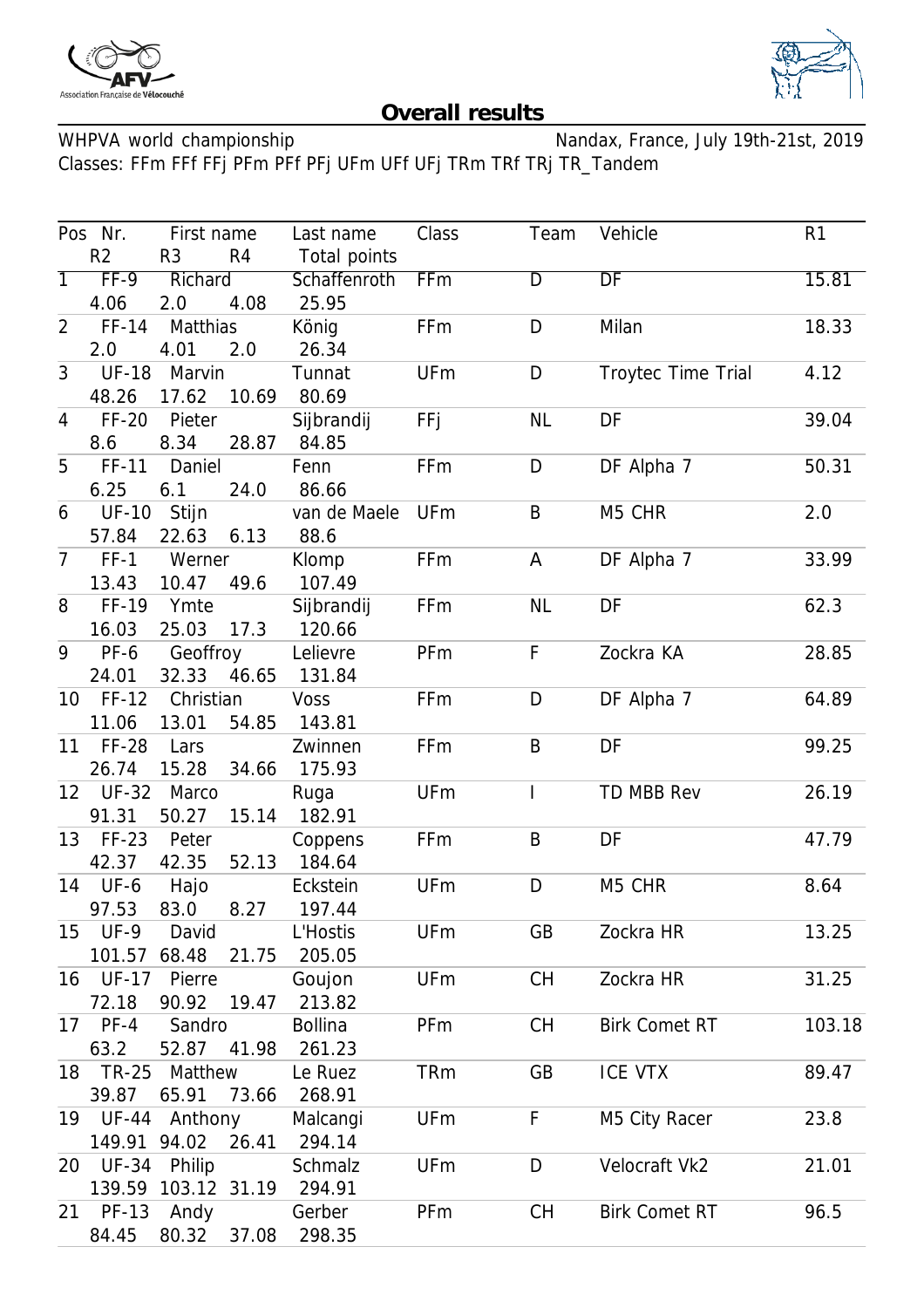# Overall results

WHPVA world championship — Nandax, France, July 19th-21st, 2019

Classes: FFm FFf FFj PFm PFf PFj UFm UFf UFj TRm TRf TRj TR_Tandem

| Pos | Nr. | First name | Last name | Class | Team | Vehicle | R1 | R2 | R3 | R4 | Total points |
|---|---|---|---|---|---|---|---|---|---|---|---|
| 1 | FF-9 | Richard | Schaffenroth | FFm | D | DF | 15.81 | 4.06 | 2.0 | 4.08 | 25.95 |
| 2 | FF-14 | Matthias | König | FFm | D | Milan | 18.33 | 2.0 | 4.01 | 2.0 | 26.34 |
| 3 | UF-18 | Marvin | Tunnat | UFm | D | Troytec Time Trial | 4.12 | 48.26 | 17.62 | 10.69 | 80.69 |
| 4 | FF-20 | Pieter | Sijbrandij | FFj | NL | DF | 39.04 | 8.6 | 8.34 | 28.87 | 84.85 |
| 5 | FF-11 | Daniel | Fenn | FFm | D | DF Alpha 7 | 50.31 | 6.25 | 6.1 | 24.0 | 86.66 |
| 6 | UF-10 | Stijn | van de Maele | UFm | B | M5 CHR | 2.0 | 57.84 | 22.63 | 6.13 | 88.6 |
| 7 | FF-1 | Werner | Klomp | FFm | A | DF Alpha 7 | 33.99 | 13.43 | 10.47 | 49.6 | 107.49 |
| 8 | FF-19 | Ymte | Sijbrandij | FFm | NL | DF | 62.3 | 16.03 | 25.03 | 17.3 | 120.66 |
| 9 | PF-6 | Geoffroy | Lelievre | PFm | F | Zockra KA | 28.85 | 24.01 | 32.33 | 46.65 | 131.84 |
| 10 | FF-12 | Christian | Voss | FFm | D | DF Alpha 7 | 64.89 | 11.06 | 13.01 | 54.85 | 143.81 |
| 11 | FF-28 | Lars | Zwinnen | FFm | B | DF | 99.25 | 26.74 | 15.28 | 34.66 | 175.93 |
| 12 | UF-32 | Marco | Ruga | UFm | I | TD MBB Rev | 26.19 | 91.31 | 50.27 | 15.14 | 182.91 |
| 13 | FF-23 | Peter | Coppens | FFm | B | DF | 47.79 | 42.37 | 42.35 | 52.13 | 184.64 |
| 14 | UF-6 | Hajo | Eckstein | UFm | D | M5 CHR | 8.64 | 97.53 | 83.0 | 8.27 | 197.44 |
| 15 | UF-9 | David | L'Hostis | UFm | GB | Zockra HR | 13.25 | 101.57 | 68.48 | 21.75 | 205.05 |
| 16 | UF-17 | Pierre | Goujon | UFm | CH | Zockra HR | 31.25 | 72.18 | 90.92 | 19.47 | 213.82 |
| 17 | PF-4 | Sandro | Bollina | PFm | CH | Birk Comet RT | 103.18 | 63.2 | 52.87 | 41.98 | 261.23 |
| 18 | TR-25 | Matthew | Le Ruez | TRm | GB | ICE VTX | 89.47 | 39.87 | 65.91 | 73.66 | 268.91 |
| 19 | UF-44 | Anthony | Malcangi | UFm | F | M5 City Racer | 23.8 | 149.91 | 94.02 | 26.41 | 294.14 |
| 20 | UF-34 | Philip | Schmalz | UFm | D | Velocraft Vk2 | 21.01 | 139.59 | 103.12 | 31.19 | 294.91 |
| 21 | PF-13 | Andy | Gerber | PFm | CH | Birk Comet RT | 96.5 | 84.45 | 80.32 | 37.08 | 298.35 |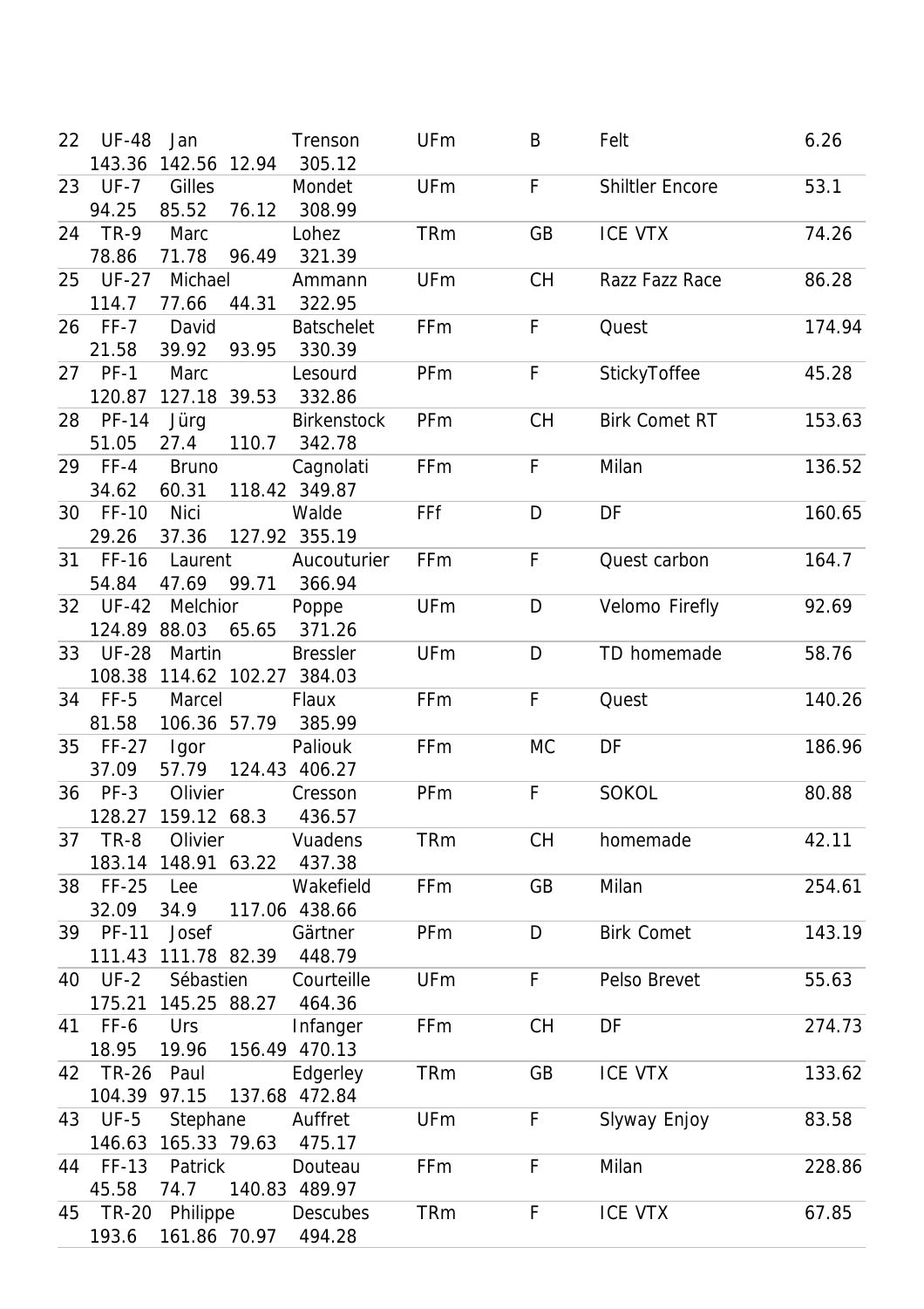| | | | | | | | | |
|---|---|---|---|---|---|---|---|---|
| 22 | UF-48 | Jan | Trenson | UFm | B | Felt | 6.26 | |
| 143.36 | 142.56 | 12.94 | 305.12 | | | | | |
| 23 | UF-7 | Gilles | Mondet | UFm | F | Shiltler Encore | 53.1 | |
| 94.25 | 85.52 | 76.12 | 308.99 | | | | | |
| 24 | TR-9 | Marc | Lohez | TRm | GB | ICE VTX | 74.26 | |
| 78.86 | 71.78 | 96.49 | 321.39 | | | | | |
| 25 | UF-27 | Michael | Ammann | UFm | CH | Razz Fazz Race | 86.28 | |
| 114.7 | 77.66 | 44.31 | 322.95 | | | | | |
| 26 | FF-7 | David | Batschelet | FFm | F | Quest | 174.94 | |
| 21.58 | 39.92 | 93.95 | 330.39 | | | | | |
| 27 | PF-1 | Marc | Lesourd | PFm | F | StickyToffee | 45.28 | |
| 120.87 | 127.18 | 39.53 | 332.86 | | | | | |
| 28 | PF-14 | Jürg | Birkenstock | PFm | CH | Birk Comet RT | 153.63 | |
| 51.05 | 27.4 | 110.7 | 342.78 | | | | | |
| 29 | FF-4 | Bruno | Cagnolati | FFm | F | Milan | 136.52 | |
| 34.62 | 60.31 | 118.42 | 349.87 | | | | | |
| 30 | FF-10 | Nici | Walde | FFf | D | DF | 160.65 | |
| 29.26 | 37.36 | 127.92 | 355.19 | | | | | |
| 31 | FF-16 | Laurent | Aucouturier | FFm | F | Quest carbon | 164.7 | |
| 54.84 | 47.69 | 99.71 | 366.94 | | | | | |
| 32 | UF-42 | Melchior | Poppe | UFm | D | Velomo Firefly | 92.69 | |
| 124.89 | 88.03 | 65.65 | 371.26 | | | | | |
| 33 | UF-28 | Martin | Bressler | UFm | D | TD homemade | 58.76 | |
| 108.38 | 114.62 | 102.27 | 384.03 | | | | | |
| 34 | FF-5 | Marcel | Flaux | FFm | F | Quest | 140.26 | |
| 81.58 | 106.36 | 57.79 | 385.99 | | | | | |
| 35 | FF-27 | Igor | Paliouk | FFm | MC | DF | 186.96 | |
| 37.09 | 57.79 | 124.43 | 406.27 | | | | | |
| 36 | PF-3 | Olivier | Cresson | PFm | F | SOKOL | 80.88 | |
| 128.27 | 159.12 | 68.3 | 436.57 | | | | | |
| 37 | TR-8 | Olivier | Vuadens | TRm | CH | homemade | 42.11 | |
| 183.14 | 148.91 | 63.22 | 437.38 | | | | | |
| 38 | FF-25 | Lee | Wakefield | FFm | GB | Milan | 254.61 | |
| 32.09 | 34.9 | 117.06 | 438.66 | | | | | |
| 39 | PF-11 | Josef | Gärtner | PFm | D | Birk Comet | 143.19 | |
| 111.43 | 111.78 | 82.39 | 448.79 | | | | | |
| 40 | UF-2 | Sébastien | Courteille | UFm | F | Pelso Brevet | 55.63 | |
| 175.21 | 145.25 | 88.27 | 464.36 | | | | | |
| 41 | FF-6 | Urs | Infanger | FFm | CH | DF | 274.73 | |
| 18.95 | 19.96 | 156.49 | 470.13 | | | | | |
| 42 | TR-26 | Paul | Edgerley | TRm | GB | ICE VTX | 133.62 | |
| 104.39 | 97.15 | 137.68 | 472.84 | | | | | |
| 43 | UF-5 | Stephane | Auffret | UFm | F | Slyway Enjoy | 83.58 | |
| 146.63 | 165.33 | 79.63 | 475.17 | | | | | |
| 44 | FF-13 | Patrick | Douteau | FFm | F | Milan | 228.86 | |
| 45.58 | 74.7 | 140.83 | 489.97 | | | | | |
| 45 | TR-20 | Philippe | Descubes | TRm | F | ICE VTX | 67.85 | |
| 193.6 | 161.86 | 70.97 | 494.28 | | | | | |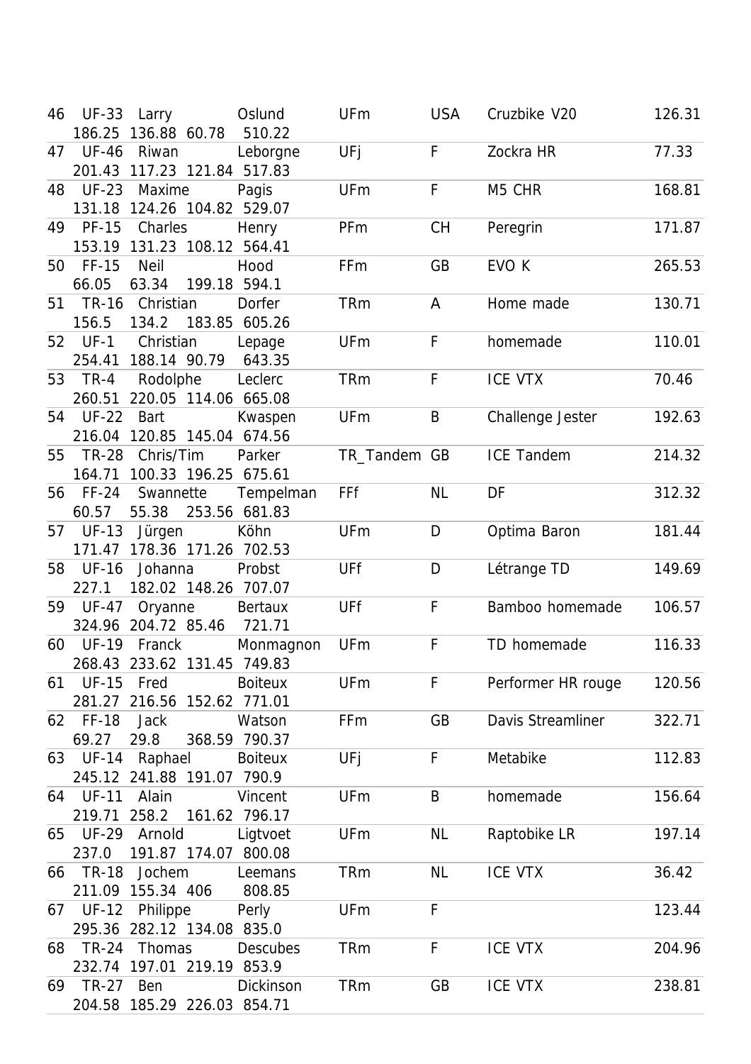| | | | | | | | |
|---|---|---|---|---|---|---|---|
| 46 | UF-33 | Larry | Oslund | UFm | USA | Cruzbike V20 | 126.31 |
| | 186.25 136.88 60.78 510.22 | | | | | | |
| 47 | UF-46 | Riwan | Leborgne | UFj | F | Zockra HR | 77.33 |
| | 201.43 117.23 121.84 517.83 | | | | | | |
| 48 | UF-23 | Maxime | Pagis | UFm | F | M5 CHR | 168.81 |
| | 131.18 124.26 104.82 529.07 | | | | | | |
| 49 | PF-15 | Charles | Henry | PFm | CH | Peregrin | 171.87 |
| | 153.19 131.23 108.12 564.41 | | | | | | |
| 50 | FF-15 | Neil | Hood | FFm | GB | EVO K | 265.53 |
| | 66.05 63.34 199.18 594.1 | | | | | | |
| 51 | TR-16 | Christian | Dorfer | TRm | A | Home made | 130.71 |
| | 156.5 134.2 183.85 605.26 | | | | | | |
| 52 | UF-1 | Christian | Lepage | UFm | F | homemade | 110.01 |
| | 254.41 188.14 90.79 643.35 | | | | | | |
| 53 | TR-4 | Rodolphe | Leclerc | TRm | F | ICE VTX | 70.46 |
| | 260.51 220.05 114.06 665.08 | | | | | | |
| 54 | UF-22 | Bart | Kwaspen | UFm | B | Challenge Jester | 192.63 |
| | 216.04 120.85 145.04 674.56 | | | | | | |
| 55 | TR-28 | Chris/Tim | Parker | TR_Tandem | GB | ICE Tandem | 214.32 |
| | 164.71 100.33 196.25 675.61 | | | | | | |
| 56 | FF-24 | Swannette | Tempelman | FFf | NL | DF | 312.32 |
| | 60.57 55.38 253.56 681.83 | | | | | | |
| 57 | UF-13 | Jürgen | Köhn | UFm | D | Optima Baron | 181.44 |
| | 171.47 178.36 171.26 702.53 | | | | | | |
| 58 | UF-16 | Johanna | Probst | UFf | D | Létrange TD | 149.69 |
| | 227.1 182.02 148.26 707.07 | | | | | | |
| 59 | UF-47 | Oryanne | Bertaux | UFf | F | Bamboo homemade | 106.57 |
| | 324.96 204.72 85.46 721.71 | | | | | | |
| 60 | UF-19 | Franck | Monmagnon | UFm | F | TD homemade | 116.33 |
| | 268.43 233.62 131.45 749.83 | | | | | | |
| 61 | UF-15 | Fred | Boiteux | UFm | F | Performer HR rouge | 120.56 |
| | 281.27 216.56 152.62 771.01 | | | | | | |
| 62 | FF-18 | Jack | Watson | FFm | GB | Davis Streamliner | 322.71 |
| | 69.27 29.8 368.59 790.37 | | | | | | |
| 63 | UF-14 | Raphael | Boiteux | UFj | F | Metabike | 112.83 |
| | 245.12 241.88 191.07 790.9 | | | | | | |
| 64 | UF-11 | Alain | Vincent | UFm | B | homemade | 156.64 |
| | 219.71 258.2 161.62 796.17 | | | | | | |
| 65 | UF-29 | Arnold | Ligtvoet | UFm | NL | Raptobike LR | 197.14 |
| | 237.0 191.87 174.07 800.08 | | | | | | |
| 66 | TR-18 | Jochem | Leemans | TRm | NL | ICE VTX | 36.42 |
| | 211.09 155.34 406 808.85 | | | | | | |
| 67 | UF-12 | Philippe | Perly | UFm | F | | 123.44 |
| | 295.36 282.12 134.08 835.0 | | | | | | |
| 68 | TR-24 | Thomas | Descubes | TRm | F | ICE VTX | 204.96 |
| | 232.74 197.01 219.19 853.9 | | | | | | |
| 69 | TR-27 | Ben | Dickinson | TRm | GB | ICE VTX | 238.81 |
| | 204.58 185.29 226.03 854.71 | | | | | | |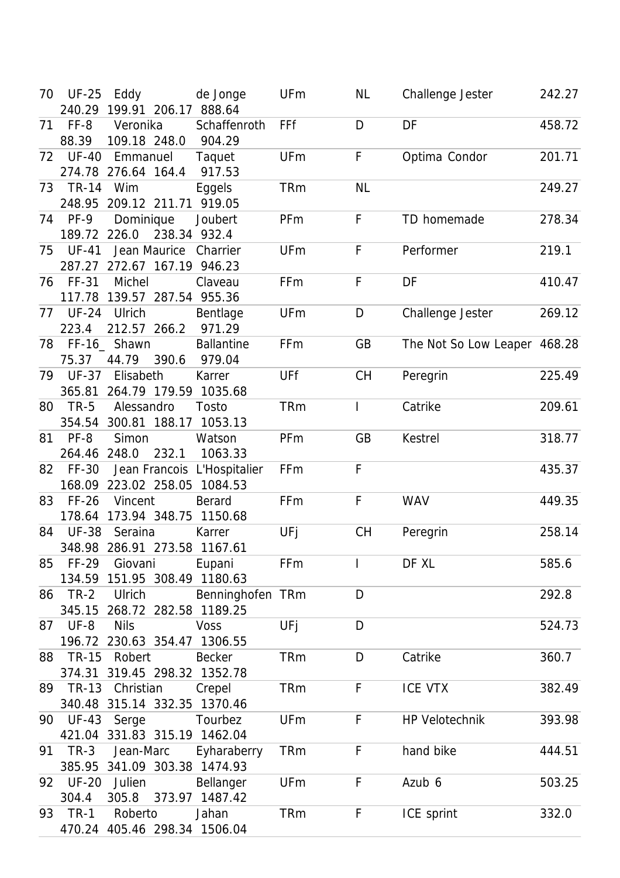| | | | | | | | |
|---|---|---|---|---|---|---|---|
| 70 | UF-25 | Eddy | de Jonge | UFm | NL | Challenge Jester | 242.27 |
| | 240.29 199.91 206.17 888.64 | | | | | | |
| 71 | FF-8 | Veronika | Schaffenroth | FFf | D | DF | 458.72 |
| | 88.39 109.18 248.0 904.29 | | | | | | |
| 72 | UF-40 | Emmanuel | Taquet | UFm | F | Optima Condor | 201.71 |
| | 274.78 276.64 164.4 917.53 | | | | | | |
| 73 | TR-14 | Wim | Eggels | TRm | NL | | 249.27 |
| | 248.95 209.12 211.71 919.05 | | | | | | |
| 74 | PF-9 | Dominique | Joubert | PFm | F | TD homemade | 278.34 |
| | 189.72 226.0 238.34 932.4 | | | | | | |
| 75 | UF-41 | Jean Maurice | Charrier | UFm | F | Performer | 219.1 |
| | 287.27 272.67 167.19 946.23 | | | | | | |
| 76 | FF-31 | Michel | Claveau | FFm | F | DF | 410.47 |
| | 117.78 139.57 287.54 955.36 | | | | | | |
| 77 | UF-24 | Ulrich | Bentlage | UFm | D | Challenge Jester | 269.12 |
| | 223.4 212.57 266.2 971.29 | | | | | | |
| 78 | FF-16_ | Shawn | Ballantine | FFm | GB | The Not So Low Leaper | 468.28 |
| | 75.37 44.79 390.6 979.04 | | | | | | |
| 79 | UF-37 | Elisabeth | Karrer | UFf | CH | Peregrin | 225.49 |
| | 365.81 264.79 179.59 1035.68 | | | | | | |
| 80 | TR-5 | Alessandro | Tosto | TRm | I | Catrike | 209.61 |
| | 354.54 300.81 188.17 1053.13 | | | | | | |
| 81 | PF-8 | Simon | Watson | PFm | GB | Kestrel | 318.77 |
| | 264.46 248.0 232.1 1063.33 | | | | | | |
| 82 | FF-30 | Jean Francois | L'Hospitalier | FFm | F | | 435.37 |
| | 168.09 223.02 258.05 1084.53 | | | | | | |
| 83 | FF-26 | Vincent | Berard | FFm | F | WAV | 449.35 |
| | 178.64 173.94 348.75 1150.68 | | | | | | |
| 84 | UF-38 | Seraina | Karrer | UFj | CH | Peregrin | 258.14 |
| | 348.98 286.91 273.58 1167.61 | | | | | | |
| 85 | FF-29 | Giovani | Eupani | FFm | I | DF XL | 585.6 |
| | 134.59 151.95 308.49 1180.63 | | | | | | |
| 86 | TR-2 | Ulrich | Benninghofen | TRm | D | | 292.8 |
| | 345.15 268.72 282.58 1189.25 | | | | | | |
| 87 | UF-8 | Nils | Voss | UFj | D | | 524.73 |
| | 196.72 230.63 354.47 1306.55 | | | | | | |
| 88 | TR-15 | Robert | Becker | TRm | D | Catrike | 360.7 |
| | 374.31 319.45 298.32 1352.78 | | | | | | |
| 89 | TR-13 | Christian | Crepel | TRm | F | ICE VTX | 382.49 |
| | 340.48 315.14 332.35 1370.46 | | | | | | |
| 90 | UF-43 | Serge | Tourbez | UFm | F | HP Velotechnik | 393.98 |
| | 421.04 331.83 315.19 1462.04 | | | | | | |
| 91 | TR-3 | Jean-Marc | Eyharaberry | TRm | F | hand bike | 444.51 |
| | 385.95 341.09 303.38 1474.93 | | | | | | |
| 92 | UF-20 | Julien | Bellanger | UFm | F | Azub 6 | 503.25 |
| | 304.4 305.8 373.97 1487.42 | | | | | | |
| 93 | TR-1 | Roberto | Jahan | TRm | F | ICE sprint | 332.0 |
| | 470.24 405.46 298.34 1506.04 | | | | | | |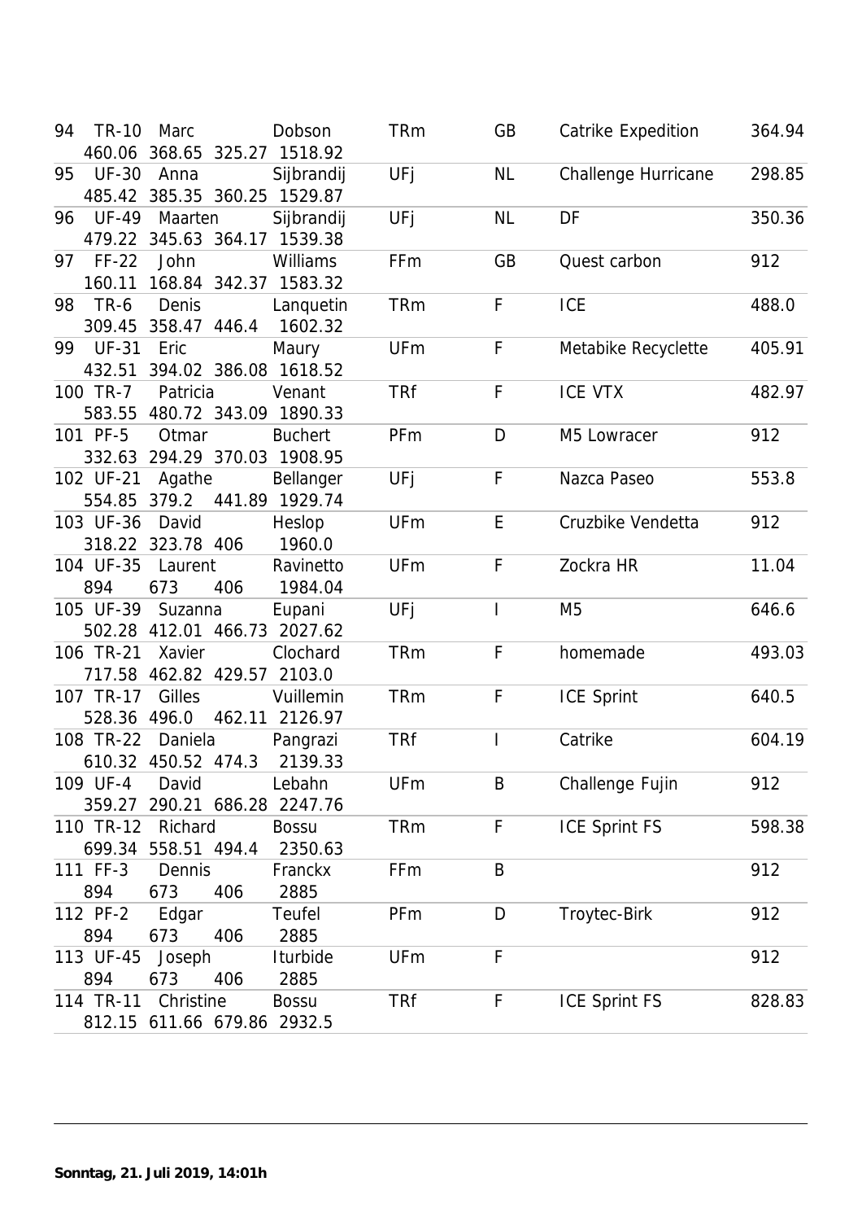| | | | | | | | | | | | | |
|---|---|---|---|---|---|---|---|---|---|---|---|---|
| 94 | TR-10 | Marc | Dobson | TRm | GB | Catrike Expedition | 364.94 | 460.06 | 368.65 | 325.27 | 1518.92 |
| 95 | UF-30 | Anna | Sijbrandij | UFj | NL | Challenge Hurricane | 298.85 | 485.42 | 385.35 | 360.25 | 1529.87 |
| 96 | UF-49 | Maarten | Sijbrandij | UFj | NL | DF | 350.36 | 479.22 | 345.63 | 364.17 | 1539.38 |
| 97 | FF-22 | John | Williams | FFm | GB | Quest carbon | 912 | 160.11 | 168.84 | 342.37 | 1583.32 |
| 98 | TR-6 | Denis | Lanquetin | TRm | F | ICE | 488.0 | 309.45 | 358.47 | 446.4 | 1602.32 |
| 99 | UF-31 | Eric | Maury | UFm | F | Metabike Recyclette | 405.91 | 432.51 | 394.02 | 386.08 | 1618.52 |
| 100 | TR-7 | Patricia | Venant | TRf | F | ICE VTX | 482.97 | 583.55 | 480.72 | 343.09 | 1890.33 |
| 101 | PF-5 | Otmar | Buchert | PFm | D | M5 Lowracer | 912 | 332.63 | 294.29 | 370.03 | 1908.95 |
| 102 | UF-21 | Agathe | Bellanger | UFj | F | Nazca Paseo | 553.8 | 554.85 | 379.2 | 441.89 | 1929.74 |
| 103 | UF-36 | David | Heslop | UFm | E | Cruzbike Vendetta | 912 | 318.22 | 323.78 | 406 | 1960.0 |
| 104 | UF-35 | Laurent | Ravinetto | UFm | F | Zockra HR | 11.04 | 894 | 673 | 406 | 1984.04 |
| 105 | UF-39 | Suzanna | Eupani | UFj | I | M5 | 646.6 | 502.28 | 412.01 | 466.73 | 2027.62 |
| 106 | TR-21 | Xavier | Clochard | TRm | F | homemade | 493.03 | 717.58 | 462.82 | 429.57 | 2103.0 |
| 107 | TR-17 | Gilles | Vuillemin | TRm | F | ICE Sprint | 640.5 | 528.36 | 496.0 | 462.11 | 2126.97 |
| 108 | TR-22 | Daniela | Pangrazi | TRf | I | Catrike | 604.19 | 610.32 | 450.52 | 474.3 | 2139.33 |
| 109 | UF-4 | David | Lebahn | UFm | B | Challenge Fujin | 912 | 359.27 | 290.21 | 686.28 | 2247.76 |
| 110 | TR-12 | Richard | Bossu | TRm | F | ICE Sprint FS | 598.38 | 699.34 | 558.51 | 494.4 | 2350.63 |
| 111 | FF-3 | Dennis | Franckx | FFm | B | | 912 | 894 | 673 | 406 | 2885 |
| 112 | PF-2 | Edgar | Teufel | PFm | D | Troytec-Birk | 912 | 894 | 673 | 406 | 2885 |
| 113 | UF-45 | Joseph | Iturbide | UFm | F | | 912 | 894 | 673 | 406 | 2885 |
| 114 | TR-11 | Christine | Bossu | TRf | F | ICE Sprint FS | 828.83 | 812.15 | 611.66 | 679.86 | 2932.5 |

**Sonntag, 21. Juli 2019, 14:01h**